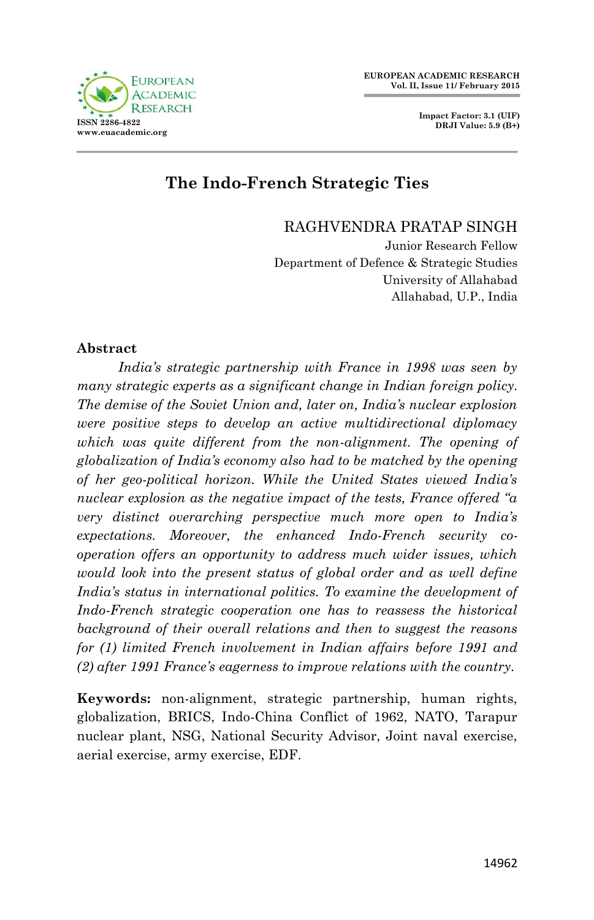# The Indo-French Strategic Ties

RAGHVENDRA PRATAP SINGH
Junior Research Fellow
Department of Defence & Strategic Studies
University of Allahabad
Allahabad, U.P., India

## Abstract

*India's strategic partnership with France in 1998 was seen by many strategic experts as a significant change in Indian foreign policy. The demise of the Soviet Union and, later on, India's nuclear explosion were positive steps to develop an active multidirectional diplomacy which was quite different from the non-alignment. The opening of globalization of India's economy also had to be matched by the opening of her geo-political horizon. While the United States viewed India's nuclear explosion as the negative impact of the tests, France offered "a very distinct overarching perspective much more open to India's expectations. Moreover, the enhanced Indo-French security co-operation offers an opportunity to address much wider issues, which would look into the present status of global order and as well define India's status in international politics. To examine the development of Indo-French strategic cooperation one has to reassess the historical background of their overall relations and then to suggest the reasons for (1) limited French involvement in Indian affairs before 1991 and (2) after 1991 France's eagerness to improve relations with the country.*

**Keywords:** non-alignment, strategic partnership, human rights, globalization, BRICS, Indo-China Conflict of 1962, NATO, Tarapur nuclear plant, NSG, National Security Advisor, Joint naval exercise, aerial exercise, army exercise, EDF.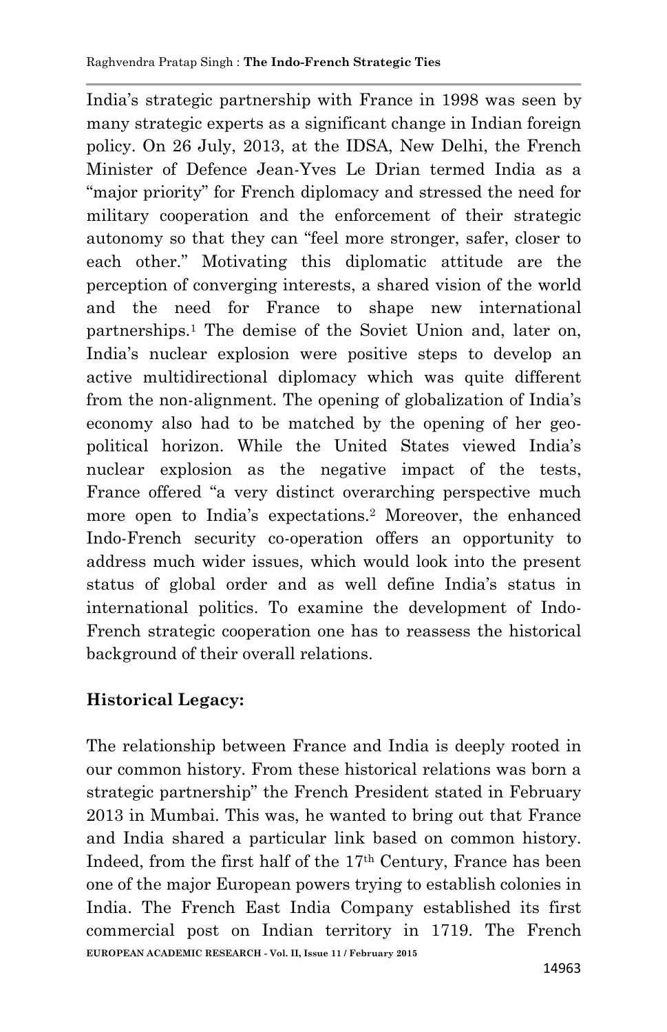India's strategic partnership with France in 1998 was seen by many strategic experts as a significant change in Indian foreign policy. On 26 July, 2013, at the IDSA, New Delhi, the French Minister of Defence Jean-Yves Le Drian termed India as a "major priority" for French diplomacy and stressed the need for military cooperation and the enforcement of their strategic autonomy so that they can "feel more stronger, safer, closer to each other." Motivating this diplomatic attitude are the perception of converging interests, a shared vision of the world and the need for France to shape new international partnerships.[1] The demise of the Soviet Union and, later on, India's nuclear explosion were positive steps to develop an active multidirectional diplomacy which was quite different from the non-alignment. The opening of globalization of India's economy also had to be matched by the opening of her geo-political horizon. While the United States viewed India's nuclear explosion as the negative impact of the tests, France offered "a very distinct overarching perspective much more open to India's expectations.[2] Moreover, the enhanced Indo-French security co-operation offers an opportunity to address much wider issues, which would look into the present status of global order and as well define India's status in international politics. To examine the development of Indo-French strategic cooperation one has to reassess the historical background of their overall relations.

## Historical Legacy:

The relationship between France and India is deeply rooted in our common history. From these historical relations was born a strategic partnership" the French President stated in February 2013 in Mumbai. This was, he wanted to bring out that France and India shared a particular link based on common history. Indeed, from the first half of the 17th Century, France has been one of the major European powers trying to establish colonies in India. The French East India Company established its first commercial post on Indian territory in 1719. The French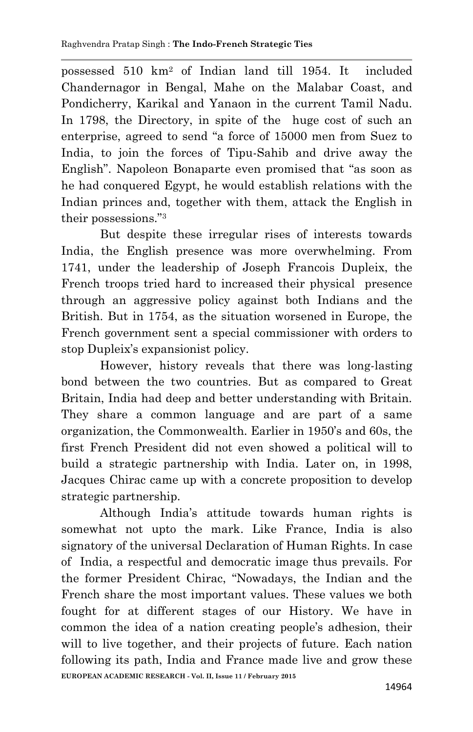possessed 510 km$^2$ of Indian land till 1954. It included Chandernagor in Bengal, Mahe on the Malabar Coast, and Pondicherry, Karikal and Yanaon in the current Tamil Nadu. In 1798, the Directory, in spite of the huge cost of such an enterprise, agreed to send "a force of 15000 men from Suez to India, to join the forces of Tipu-Sahib and drive away the English". Napoleon Bonaparte even promised that "as soon as he had conquered Egypt, he would establish relations with the Indian princes and, together with them, attack the English in their possessions."[3]

But despite these irregular rises of interests towards India, the English presence was more overwhelming. From 1741, under the leadership of Joseph Francois Dupleix, the French troops tried hard to increased their physical presence through an aggressive policy against both Indians and the British. But in 1754, as the situation worsened in Europe, the French government sent a special commissioner with orders to stop Dupleix's expansionist policy.

However, history reveals that there was long-lasting bond between the two countries. But as compared to Great Britain, India had deep and better understanding with Britain. They share a common language and are part of a same organization, the Commonwealth. Earlier in 1950's and 60s, the first French President did not even showed a political will to build a strategic partnership with India. Later on, in 1998, Jacques Chirac came up with a concrete proposition to develop strategic partnership.

Although India's attitude towards human rights is somewhat not upto the mark. Like France, India is also signatory of the universal Declaration of Human Rights. In case of India, a respectful and democratic image thus prevails. For the former President Chirac, "Nowadays, the Indian and the French share the most important values. These values we both fought for at different stages of our History. We have in common the idea of a nation creating people's adhesion, their will to live together, and their projects of future. Each nation following its path, India and France made live and grow these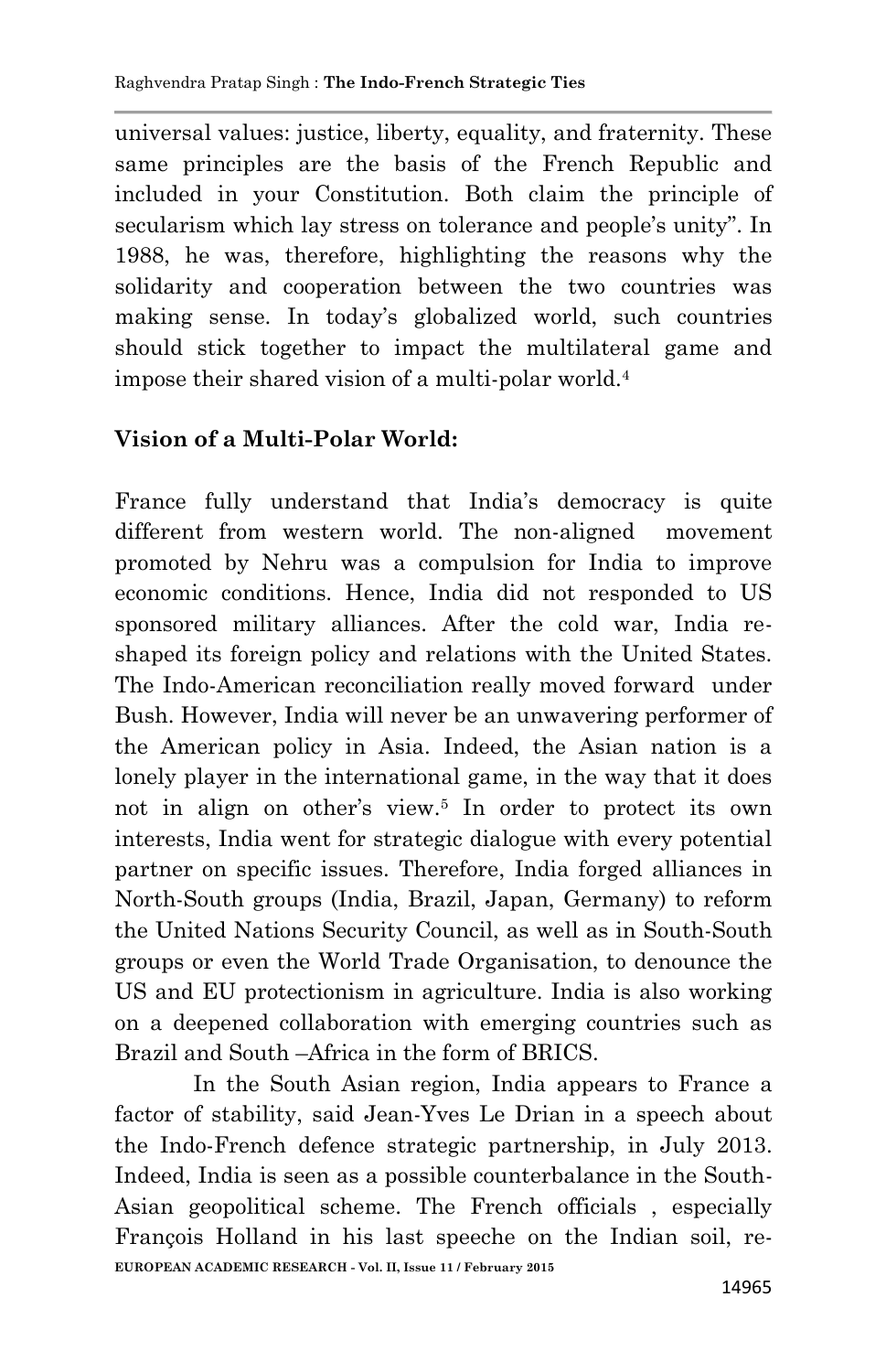universal values: justice, liberty, equality, and fraternity. These same principles are the basis of the French Republic and included in your Constitution. Both claim the principle of secularism which lay stress on tolerance and people's unity". In 1988, he was, therefore, highlighting the reasons why the solidarity and cooperation between the two countries was making sense. In today's globalized world, such countries should stick together to impact the multilateral game and impose their shared vision of a multi-polar world.[4]

**Vision of a Multi-Polar World:**

France fully understand that India's democracy is quite different from western world. The non-aligned movement promoted by Nehru was a compulsion for India to improve economic conditions. Hence, India did not responded to US sponsored military alliances. After the cold war, India re-shaped its foreign policy and relations with the United States. The Indo-American reconciliation really moved forward under Bush. However, India will never be an unwavering performer of the American policy in Asia. Indeed, the Asian nation is a lonely player in the international game, in the way that it does not in align on other's view.[5] In order to protect its own interests, India went for strategic dialogue with every potential partner on specific issues. Therefore, India forged alliances in North-South groups (India, Brazil, Japan, Germany) to reform the United Nations Security Council, as well as in South-South groups or even the World Trade Organisation, to denounce the US and EU protectionism in agriculture. India is also working on a deepened collaboration with emerging countries such as Brazil and South –Africa in the form of BRICS.

In the South Asian region, India appears to France a factor of stability, said Jean-Yves Le Drian in a speech about the Indo-French defence strategic partnership, in July 2013. Indeed, India is seen as a possible counterbalance in the South-Asian geopolitical scheme. The French officials , especially François Holland in his last speeche on the Indian soil, re-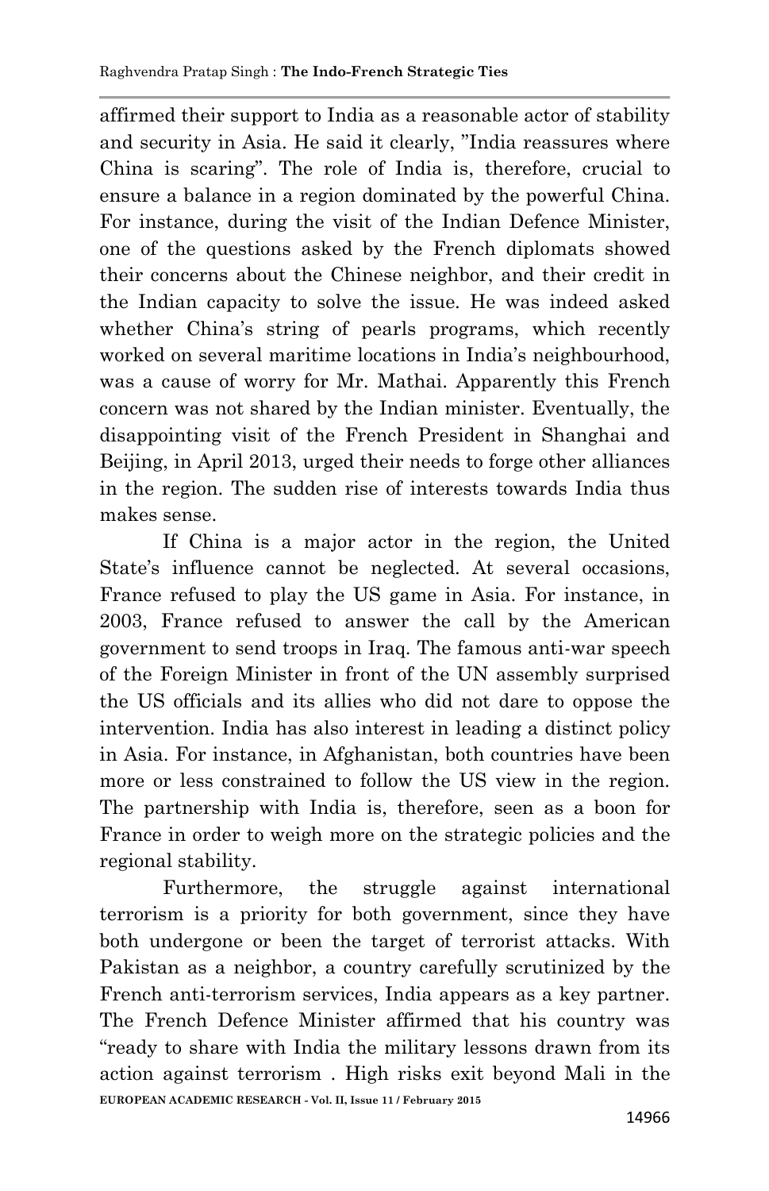affirmed their support to India as a reasonable actor of stability and security in Asia. He said it clearly, "India reassures where China is scaring". The role of India is, therefore, crucial to ensure a balance in a region dominated by the powerful China. For instance, during the visit of the Indian Defence Minister, one of the questions asked by the French diplomats showed their concerns about the Chinese neighbor, and their credit in the Indian capacity to solve the issue. He was indeed asked whether China's string of pearls programs, which recently worked on several maritime locations in India's neighbourhood, was a cause of worry for Mr. Mathai. Apparently this French concern was not shared by the Indian minister. Eventually, the disappointing visit of the French President in Shanghai and Beijing, in April 2013, urged their needs to forge other alliances in the region. The sudden rise of interests towards India thus makes sense.

If China is a major actor in the region, the United State's influence cannot be neglected. At several occasions, France refused to play the US game in Asia. For instance, in 2003, France refused to answer the call by the American government to send troops in Iraq. The famous anti-war speech of the Foreign Minister in front of the UN assembly surprised the US officials and its allies who did not dare to oppose the intervention. India has also interest in leading a distinct policy in Asia. For instance, in Afghanistan, both countries have been more or less constrained to follow the US view in the region. The partnership with India is, therefore, seen as a boon for France in order to weigh more on the strategic policies and the regional stability.

Furthermore, the struggle against international terrorism is a priority for both government, since they have both undergone or been the target of terrorist attacks. With Pakistan as a neighbor, a country carefully scrutinized by the French anti-terrorism services, India appears as a key partner. The French Defence Minister affirmed that his country was "ready to share with India the military lessons drawn from its action against terrorism . High risks exit beyond Mali in the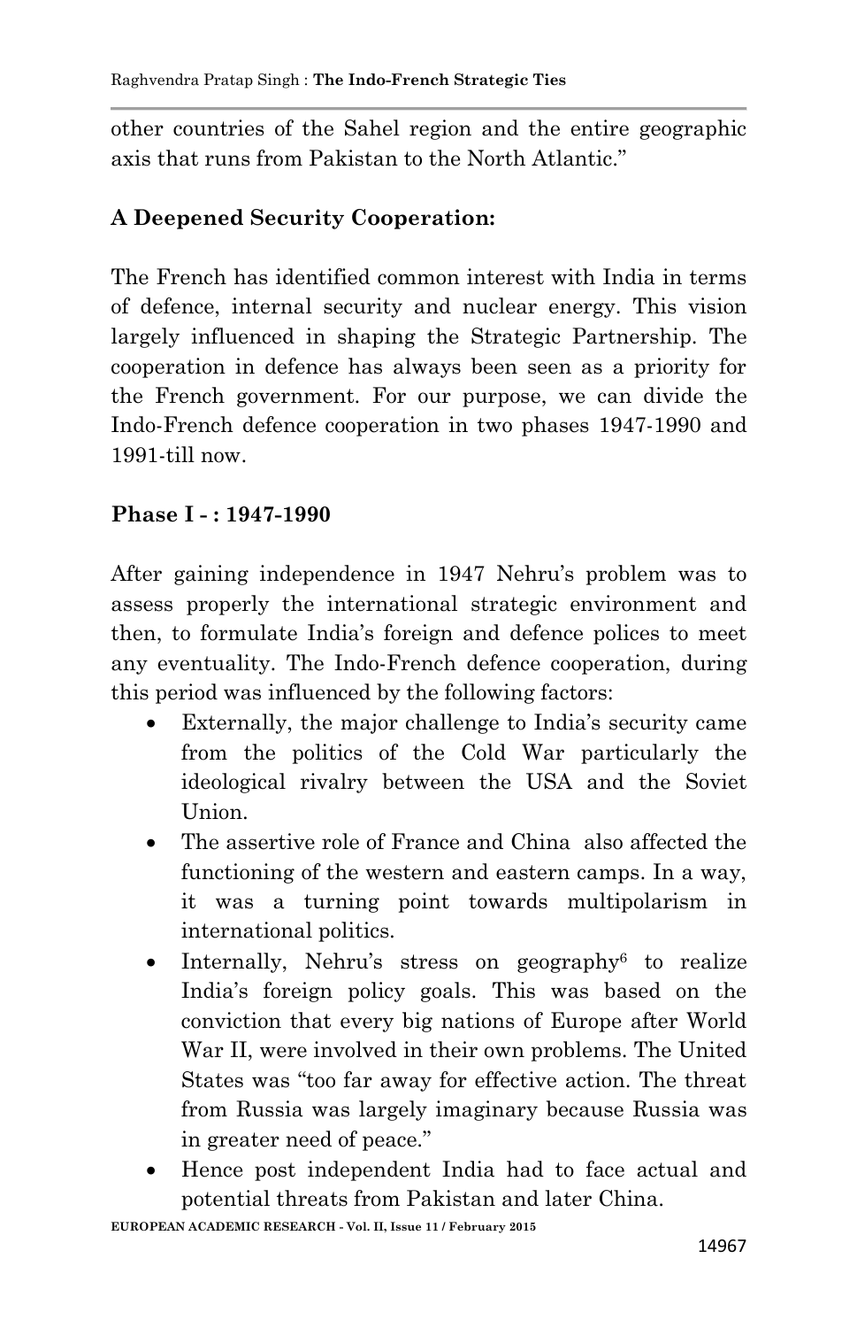other countries of the Sahel region and the entire geographic axis that runs from Pakistan to the North Atlantic."

## A Deepened Security Cooperation:

The French has identified common interest with India in terms of defence, internal security and nuclear energy. This vision largely influenced in shaping the Strategic Partnership. The cooperation in defence has always been seen as a priority for the French government. For our purpose, we can divide the Indo-French defence cooperation in two phases 1947-1990 and 1991-till now.

### Phase I - : 1947-1990

After gaining independence in 1947 Nehru's problem was to assess properly the international strategic environment and then, to formulate India's foreign and defence polices to meet any eventuality. The Indo-French defence cooperation, during this period was influenced by the following factors:

- Externally, the major challenge to India's security came from the politics of the Cold War particularly the ideological rivalry between the USA and the Soviet Union.
- The assertive role of France and China also affected the functioning of the western and eastern camps. In a way, it was a turning point towards multipolarism in international politics.
- Internally, Nehru's stress on geography[6] to realize India's foreign policy goals. This was based on the conviction that every big nations of Europe after World War II, were involved in their own problems. The United States was "too far away for effective action. The threat from Russia was largely imaginary because Russia was in greater need of peace."
- Hence post independent India had to face actual and potential threats from Pakistan and later China.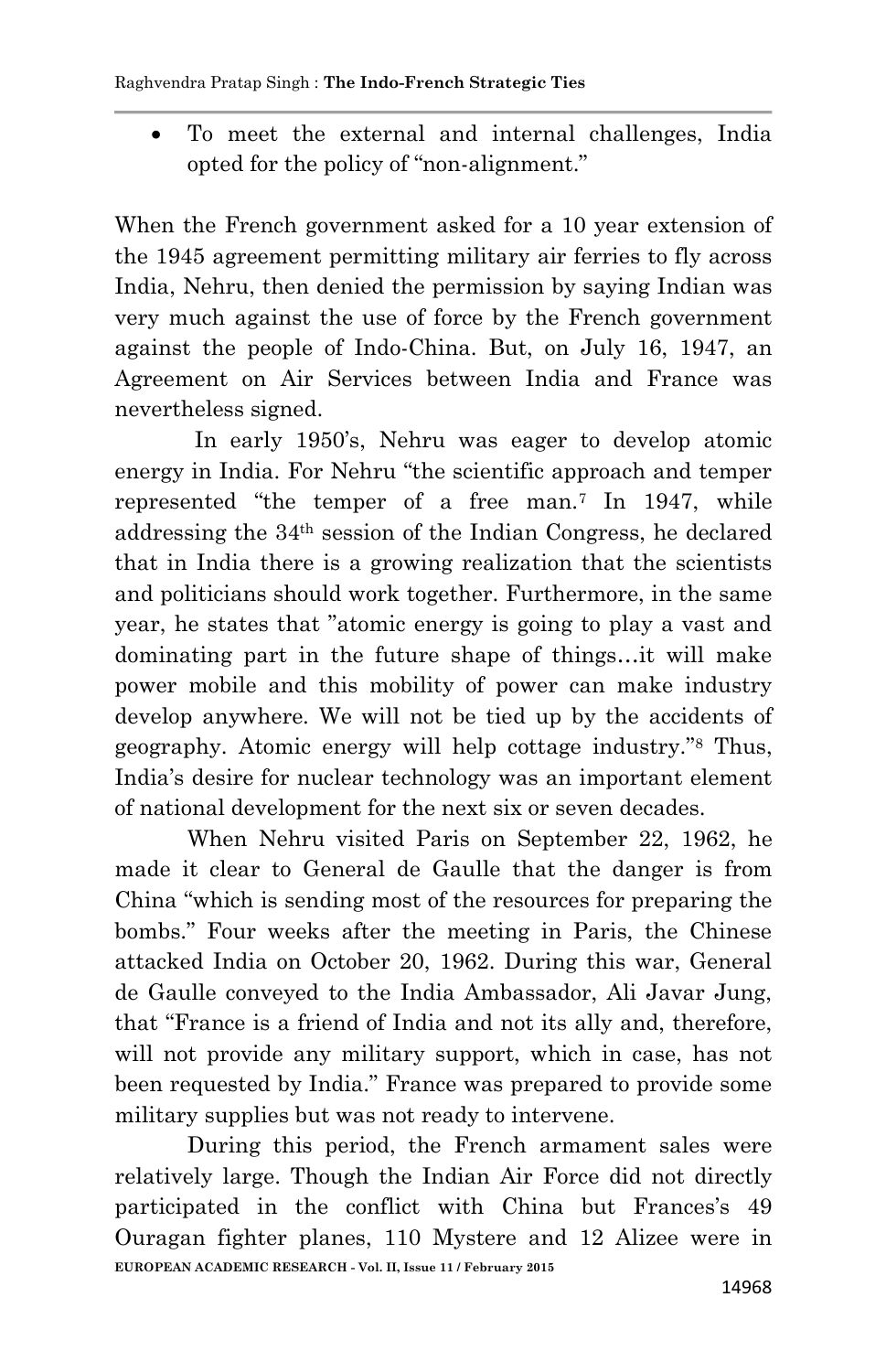- To meet the external and internal challenges, India opted for the policy of "non-alignment."

When the French government asked for a 10 year extension of the 1945 agreement permitting military air ferries to fly across India, Nehru, then denied the permission by saying Indian was very much against the use of force by the French government against the people of Indo-China. But, on July 16, 1947, an Agreement on Air Services between India and France was nevertheless signed.

In early 1950's, Nehru was eager to develop atomic energy in India. For Nehru "the scientific approach and temper represented "the temper of a free man.[7] In 1947, while addressing the 34th session of the Indian Congress, he declared that in India there is a growing realization that the scientists and politicians should work together. Furthermore, in the same year, he states that "atomic energy is going to play a vast and dominating part in the future shape of things…it will make power mobile and this mobility of power can make industry develop anywhere. We will not be tied up by the accidents of geography. Atomic energy will help cottage industry."[8] Thus, India's desire for nuclear technology was an important element of national development for the next six or seven decades.

When Nehru visited Paris on September 22, 1962, he made it clear to General de Gaulle that the danger is from China "which is sending most of the resources for preparing the bombs." Four weeks after the meeting in Paris, the Chinese attacked India on October 20, 1962. During this war, General de Gaulle conveyed to the India Ambassador, Ali Javar Jung, that "France is a friend of India and not its ally and, therefore, will not provide any military support, which in case, has not been requested by India." France was prepared to provide some military supplies but was not ready to intervene.

During this period, the French armament sales were relatively large. Though the Indian Air Force did not directly participated in the conflict with China but Frances's 49 Ouragan fighter planes, 110 Mystere and 12 Alizee were in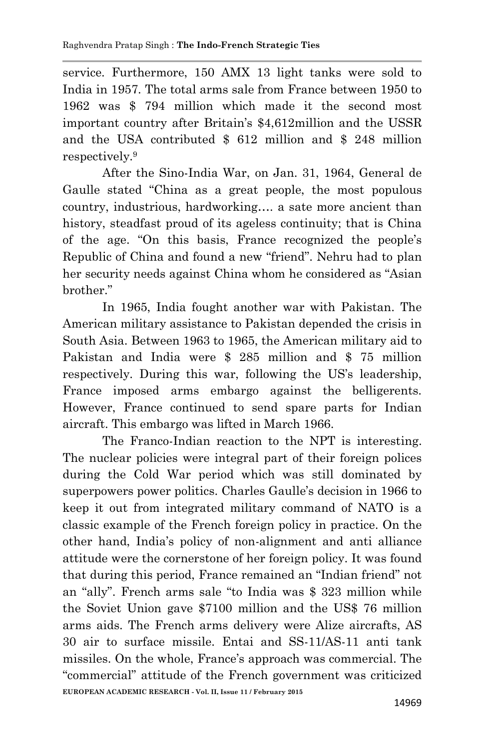service. Furthermore, 150 AMX 13 light tanks were sold to India in 1957. The total arms sale from France between 1950 to 1962 was $ 794 million which made it the second most important country after Britain's $4,612million and the USSR and the USA contributed $ 612 million and $ 248 million respectively.[9]

After the Sino-India War, on Jan. 31, 1964, General de Gaulle stated "China as a great people, the most populous country, industrious, hardworking…. a sate more ancient than history, steadfast proud of its ageless continuity; that is China of the age. "On this basis, France recognized the people's Republic of China and found a new "friend". Nehru had to plan her security needs against China whom he considered as "Asian brother."

In 1965, India fought another war with Pakistan. The American military assistance to Pakistan depended the crisis in South Asia. Between 1963 to 1965, the American military aid to Pakistan and India were $ 285 million and $ 75 million respectively. During this war, following the US's leadership, France imposed arms embargo against the belligerents. However, France continued to send spare parts for Indian aircraft. This embargo was lifted in March 1966.

The Franco-Indian reaction to the NPT is interesting. The nuclear policies were integral part of their foreign polices during the Cold War period which was still dominated by superpowers power politics. Charles Gaulle's decision in 1966 to keep it out from integrated military command of NATO is a classic example of the French foreign policy in practice. On the other hand, India's policy of non-alignment and anti alliance attitude were the cornerstone of her foreign policy. It was found that during this period, France remained an "Indian friend" not an "ally". French arms sale "to India was $ 323 million while the Soviet Union gave $7100 million and the US$ 76 million arms aids. The French arms delivery were Alize aircrafts, AS 30 air to surface missile. Entai and SS-11/AS-11 anti tank missiles. On the whole, France's approach was commercial. The "commercial" attitude of the French government was criticized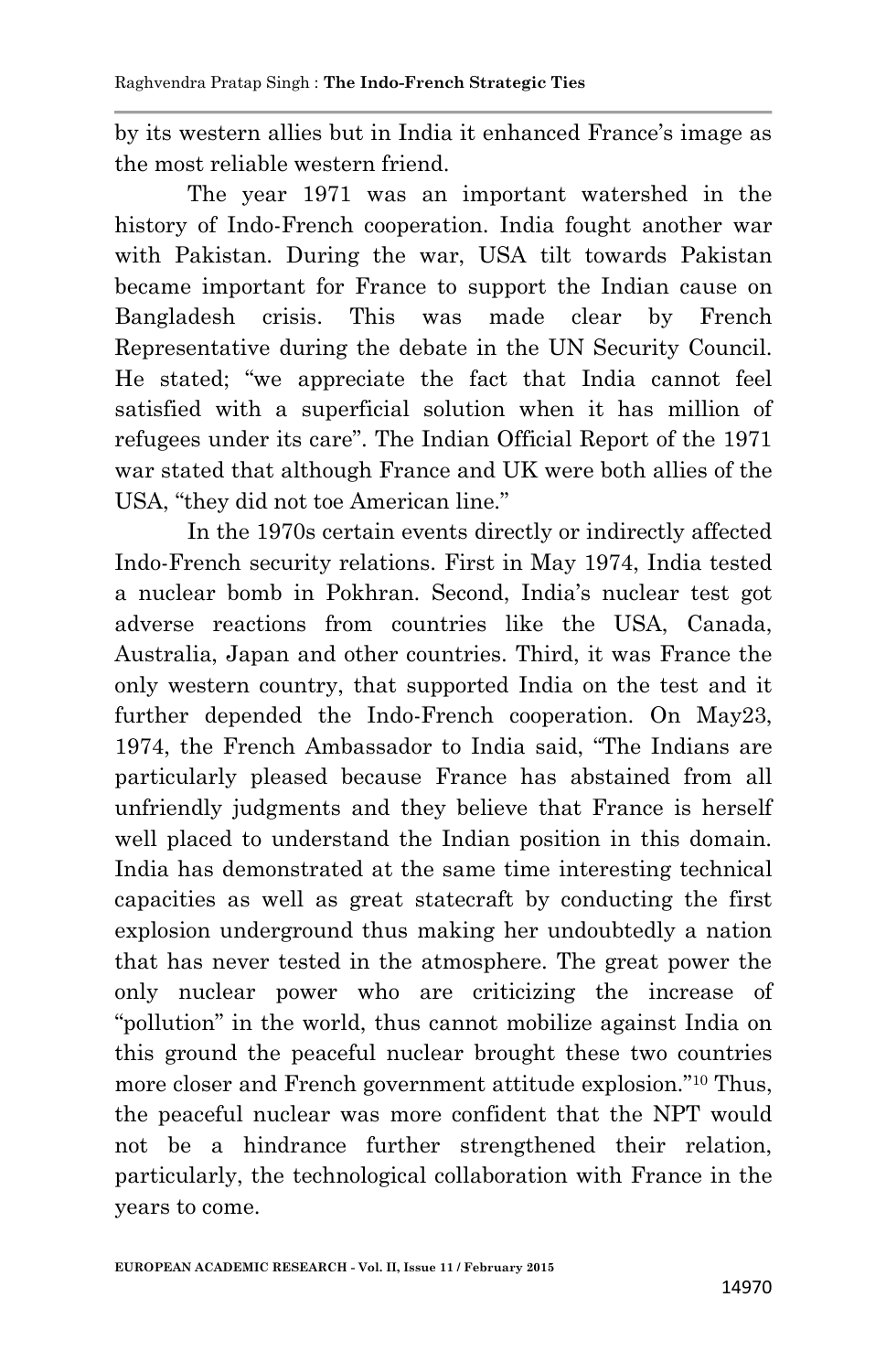by its western allies but in India it enhanced France's image as the most reliable western friend.

The year 1971 was an important watershed in the history of Indo-French cooperation. India fought another war with Pakistan. During the war, USA tilt towards Pakistan became important for France to support the Indian cause on Bangladesh crisis. This was made clear by French Representative during the debate in the UN Security Council. He stated; "we appreciate the fact that India cannot feel satisfied with a superficial solution when it has million of refugees under its care". The Indian Official Report of the 1971 war stated that although France and UK were both allies of the USA, "they did not toe American line."

In the 1970s certain events directly or indirectly affected Indo-French security relations. First in May 1974, India tested a nuclear bomb in Pokhran. Second, India's nuclear test got adverse reactions from countries like the USA, Canada, Australia, Japan and other countries. Third, it was France the only western country, that supported India on the test and it further depended the Indo-French cooperation. On May23, 1974, the French Ambassador to India said, "The Indians are particularly pleased because France has abstained from all unfriendly judgments and they believe that France is herself well placed to understand the Indian position in this domain. India has demonstrated at the same time interesting technical capacities as well as great statecraft by conducting the first explosion underground thus making her undoubtedly a nation that has never tested in the atmosphere. The great power the only nuclear power who are criticizing the increase of "pollution" in the world, thus cannot mobilize against India on this ground the peaceful nuclear brought these two countries more closer and French government attitude explosion."[10] Thus, the peaceful nuclear was more confident that the NPT would not be a hindrance further strengthened their relation, particularly, the technological collaboration with France in the years to come.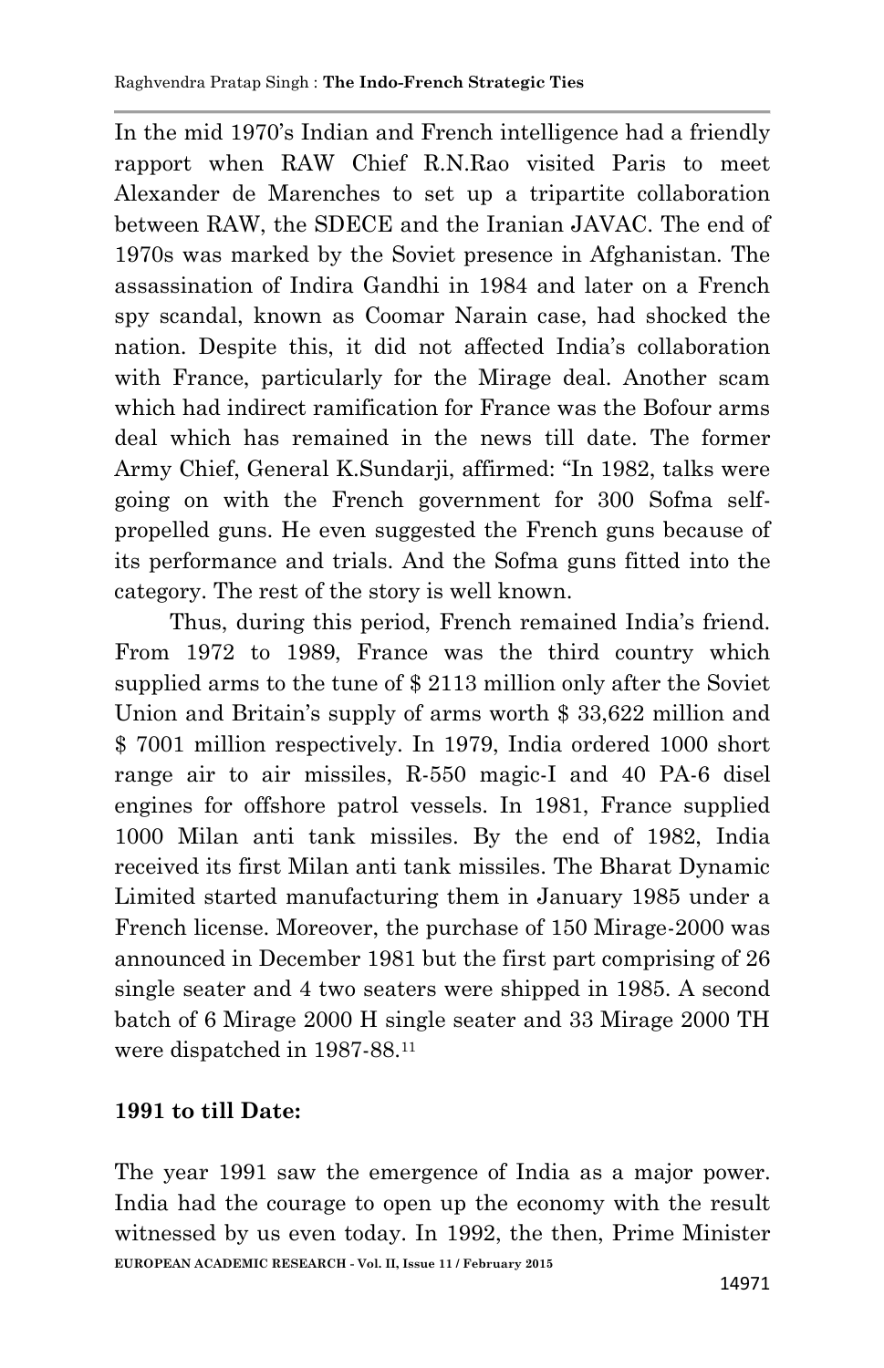In the mid 1970's Indian and French intelligence had a friendly rapport when RAW Chief R.N.Rao visited Paris to meet Alexander de Marenches to set up a tripartite collaboration between RAW, the SDECE and the Iranian JAVAC. The end of 1970s was marked by the Soviet presence in Afghanistan. The assassination of Indira Gandhi in 1984 and later on a French spy scandal, known as Coomar Narain case, had shocked the nation. Despite this, it did not affected India's collaboration with France, particularly for the Mirage deal. Another scam which had indirect ramification for France was the Bofour arms deal which has remained in the news till date. The former Army Chief, General K.Sundarji, affirmed: "In 1982, talks were going on with the French government for 300 Sofma self-propelled guns. He even suggested the French guns because of its performance and trials. And the Sofma guns fitted into the category. The rest of the story is well known.

Thus, during this period, French remained India's friend. From 1972 to 1989, France was the third country which supplied arms to the tune of $ 2113 million only after the Soviet Union and Britain's supply of arms worth $ 33,622 million and $ 7001 million respectively. In 1979, India ordered 1000 short range air to air missiles, R-550 magic-I and 40 PA-6 disel engines for offshore patrol vessels. In 1981, France supplied 1000 Milan anti tank missiles. By the end of 1982, India received its first Milan anti tank missiles. The Bharat Dynamic Limited started manufacturing them in January 1985 under a French license. Moreover, the purchase of 150 Mirage-2000 was announced in December 1981 but the first part comprising of 26 single seater and 4 two seaters were shipped in 1985. A second batch of 6 Mirage 2000 H single seater and 33 Mirage 2000 TH were dispatched in 1987-88.[11]

**1991 to till Date:**

The year 1991 saw the emergence of India as a major power. India had the courage to open up the economy with the result witnessed by us even today. In 1992, the then, Prime Minister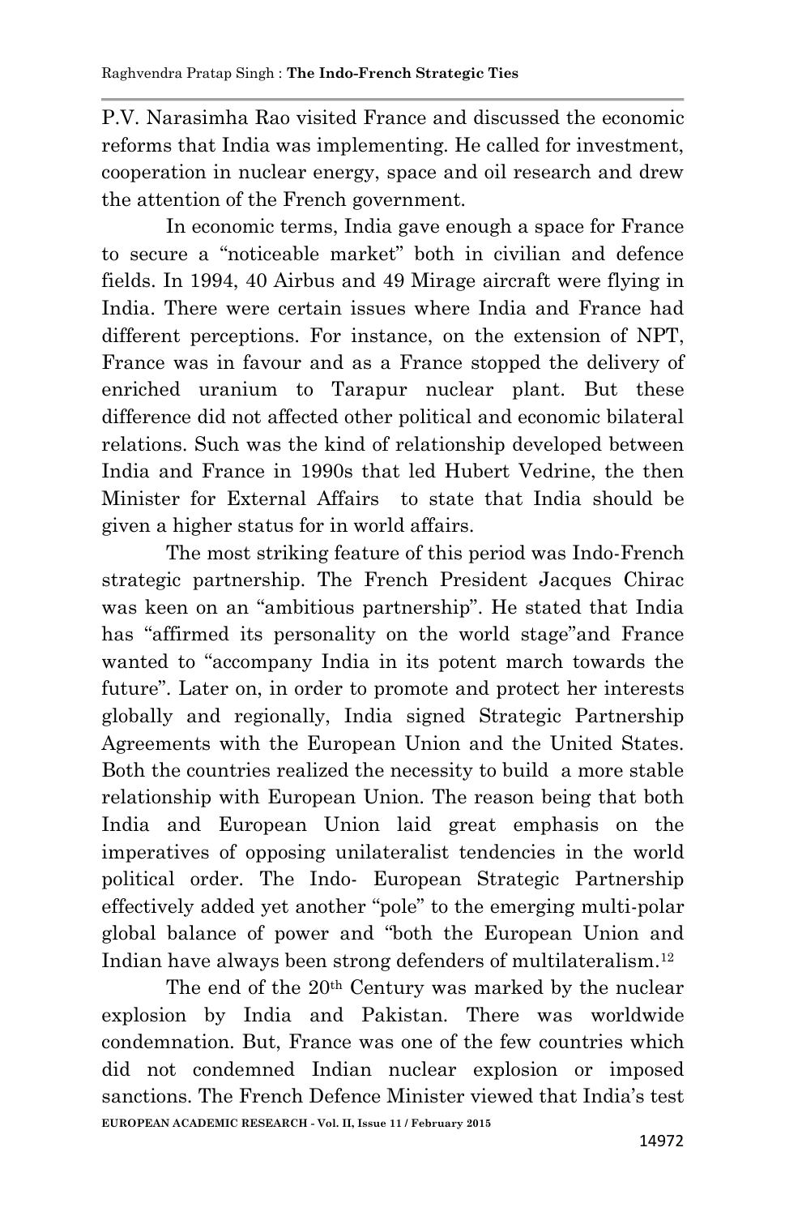P.V. Narasimha Rao visited France and discussed the economic reforms that India was implementing. He called for investment, cooperation in nuclear energy, space and oil research and drew the attention of the French government.

In economic terms, India gave enough a space for France to secure a "noticeable market" both in civilian and defence fields. In 1994, 40 Airbus and 49 Mirage aircraft were flying in India. There were certain issues where India and France had different perceptions. For instance, on the extension of NPT, France was in favour and as a France stopped the delivery of enriched uranium to Tarapur nuclear plant. But these difference did not affected other political and economic bilateral relations. Such was the kind of relationship developed between India and France in 1990s that led Hubert Vedrine, the then Minister for External Affairs to state that India should be given a higher status for in world affairs.

The most striking feature of this period was Indo-French strategic partnership. The French President Jacques Chirac was keen on an "ambitious partnership". He stated that India has "affirmed its personality on the world stage"and France wanted to "accompany India in its potent march towards the future". Later on, in order to promote and protect her interests globally and regionally, India signed Strategic Partnership Agreements with the European Union and the United States. Both the countries realized the necessity to build a more stable relationship with European Union. The reason being that both India and European Union laid great emphasis on the imperatives of opposing unilateralist tendencies in the world political order. The Indo- European Strategic Partnership effectively added yet another "pole" to the emerging multi-polar global balance of power and "both the European Union and Indian have always been strong defenders of multilateralism.[12]

The end of the 20th Century was marked by the nuclear explosion by India and Pakistan. There was worldwide condemnation. But, France was one of the few countries which did not condemned Indian nuclear explosion or imposed sanctions. The French Defence Minister viewed that India's test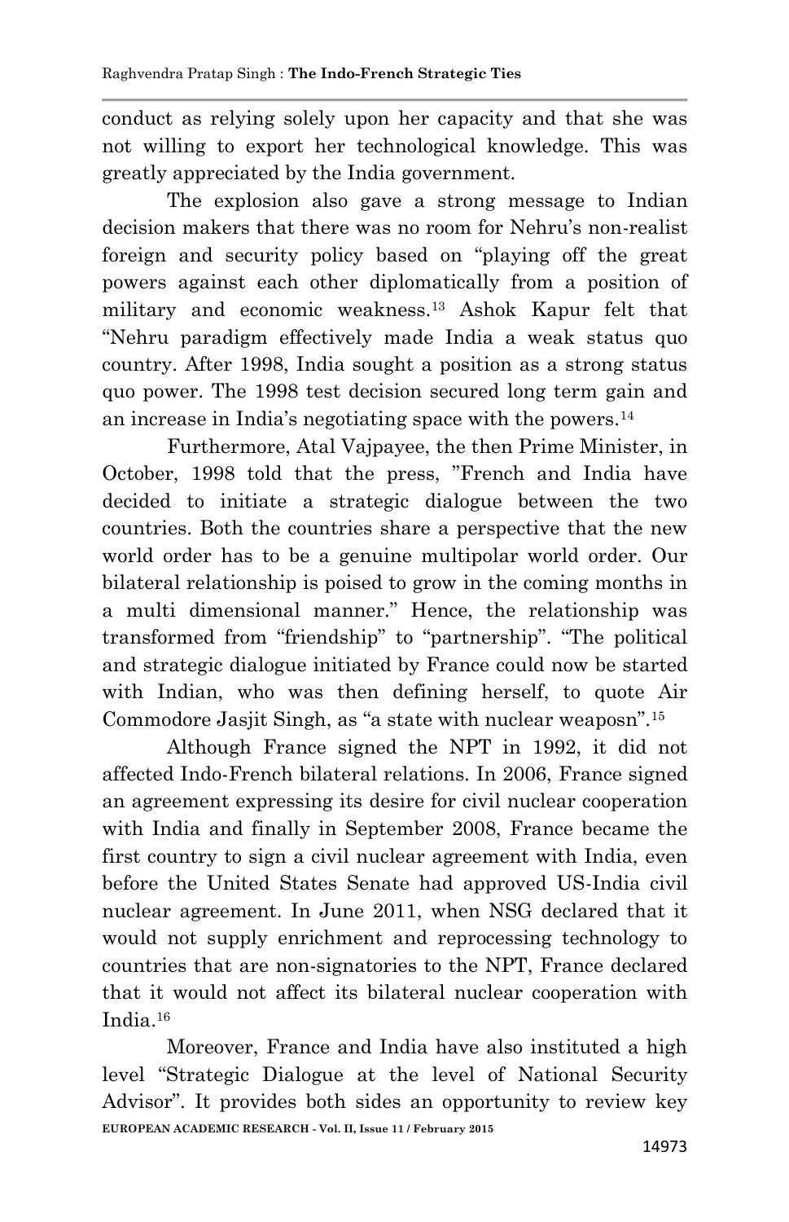conduct as relying solely upon her capacity and that she was not willing to export her technological knowledge. This was greatly appreciated by the India government.

The explosion also gave a strong message to Indian decision makers that there was no room for Nehru's non-realist foreign and security policy based on "playing off the great powers against each other diplomatically from a position of military and economic weakness.[13] Ashok Kapur felt that "Nehru paradigm effectively made India a weak status quo country. After 1998, India sought a position as a strong status quo power. The 1998 test decision secured long term gain and an increase in India's negotiating space with the powers.[14]

Furthermore, Atal Vajpayee, the then Prime Minister, in October, 1998 told that the press, "French and India have decided to initiate a strategic dialogue between the two countries. Both the countries share a perspective that the new world order has to be a genuine multipolar world order. Our bilateral relationship is poised to grow in the coming months in a multi dimensional manner." Hence, the relationship was transformed from "friendship" to "partnership". "The political and strategic dialogue initiated by France could now be started with Indian, who was then defining herself, to quote Air Commodore Jasjit Singh, as "a state with nuclear weaposn".[15]

Although France signed the NPT in 1992, it did not affected Indo-French bilateral relations. In 2006, France signed an agreement expressing its desire for civil nuclear cooperation with India and finally in September 2008, France became the first country to sign a civil nuclear agreement with India, even before the United States Senate had approved US-India civil nuclear agreement. In June 2011, when NSG declared that it would not supply enrichment and reprocessing technology to countries that are non-signatories to the NPT, France declared that it would not affect its bilateral nuclear cooperation with India.[16]

Moreover, France and India have also instituted a high level "Strategic Dialogue at the level of National Security Advisor". It provides both sides an opportunity to review key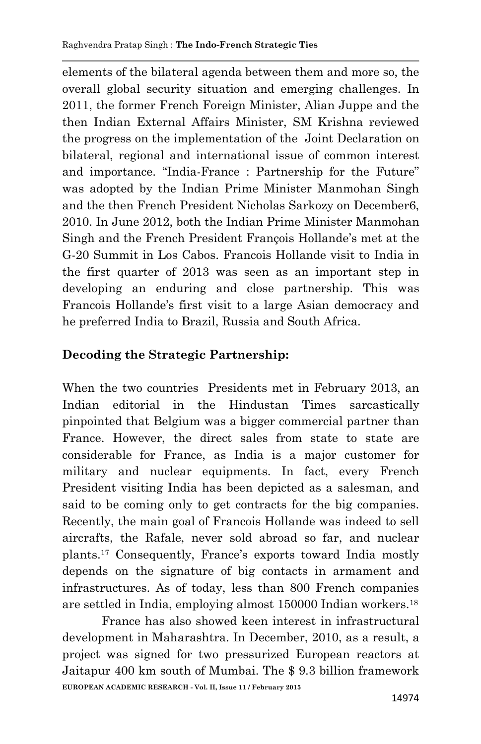elements of the bilateral agenda between them and more so, the overall global security situation and emerging challenges. In 2011, the former French Foreign Minister, Alian Juppe and the then Indian External Affairs Minister, SM Krishna reviewed the progress on the implementation of the Joint Declaration on bilateral, regional and international issue of common interest and importance. "India-France : Partnership for the Future" was adopted by the Indian Prime Minister Manmohan Singh and the then French President Nicholas Sarkozy on December6, 2010. In June 2012, both the Indian Prime Minister Manmohan Singh and the French President François Hollande's met at the G-20 Summit in Los Cabos. Francois Hollande visit to India in the first quarter of 2013 was seen as an important step in developing an enduring and close partnership. This was Francois Hollande's first visit to a large Asian democracy and he preferred India to Brazil, Russia and South Africa.

## Decoding the Strategic Partnership:

When the two countries Presidents met in February 2013, an Indian editorial in the Hindustan Times sarcastically pinpointed that Belgium was a bigger commercial partner than France. However, the direct sales from state to state are considerable for France, as India is a major customer for military and nuclear equipments. In fact, every French President visiting India has been depicted as a salesman, and said to be coming only to get contracts for the big companies. Recently, the main goal of Francois Hollande was indeed to sell aircrafts, the Rafale, never sold abroad so far, and nuclear plants.[17] Consequently, France's exports toward India mostly depends on the signature of big contacts in armament and infrastructures. As of today, less than 800 French companies are settled in India, employing almost 150000 Indian workers.[18]

France has also showed keen interest in infrastructural development in Maharashtra. In December, 2010, as a result, a project was signed for two pressurized European reactors at Jaitapur 400 km south of Mumbai. The $ 9.3 billion framework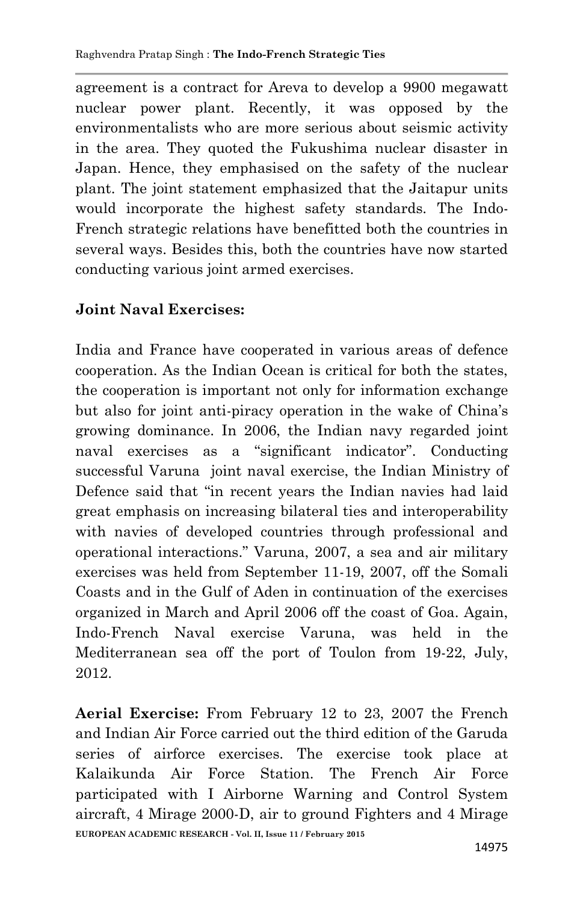agreement is a contract for Areva to develop a 9900 megawatt nuclear power plant. Recently, it was opposed by the environmentalists who are more serious about seismic activity in the area. They quoted the Fukushima nuclear disaster in Japan. Hence, they emphasised on the safety of the nuclear plant. The joint statement emphasized that the Jaitapur units would incorporate the highest safety standards. The Indo-French strategic relations have benefitted both the countries in several ways. Besides this, both the countries have now started conducting various joint armed exercises.

**Joint Naval Exercises:**

India and France have cooperated in various areas of defence cooperation. As the Indian Ocean is critical for both the states, the cooperation is important not only for information exchange but also for joint anti-piracy operation in the wake of China's growing dominance. In 2006, the Indian navy regarded joint naval exercises as a "significant indicator". Conducting successful Varuna joint naval exercise, the Indian Ministry of Defence said that "in recent years the Indian navies had laid great emphasis on increasing bilateral ties and interoperability with navies of developed countries through professional and operational interactions." Varuna, 2007, a sea and air military exercises was held from September 11-19, 2007, off the Somali Coasts and in the Gulf of Aden in continuation of the exercises organized in March and April 2006 off the coast of Goa. Again, Indo-French Naval exercise Varuna, was held in the Mediterranean sea off the port of Toulon from 19-22, July, 2012.

**Aerial Exercise:** From February 12 to 23, 2007 the French and Indian Air Force carried out the third edition of the Garuda series of airforce exercises. The exercise took place at Kalaikunda Air Force Station. The French Air Force participated with I Airborne Warning and Control System aircraft, 4 Mirage 2000-D, air to ground Fighters and 4 Mirage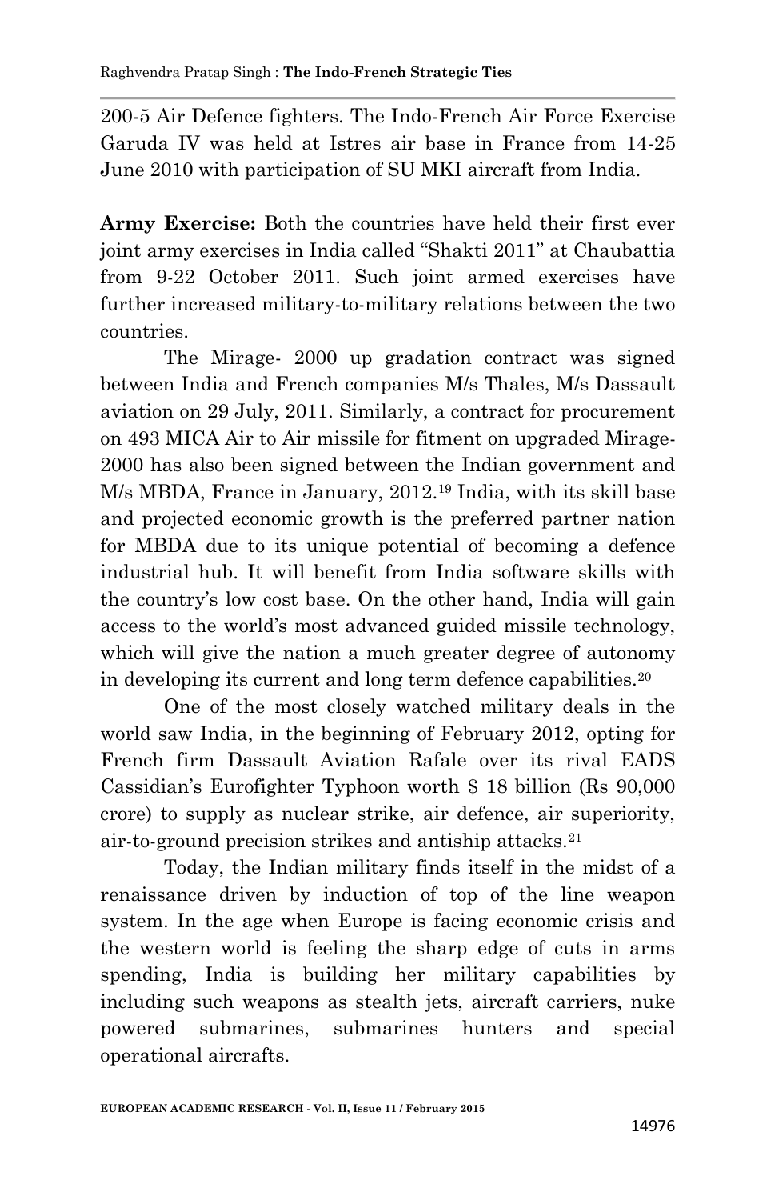200-5 Air Defence fighters. The Indo-French Air Force Exercise Garuda IV was held at Istres air base in France from 14-25 June 2010 with participation of SU MKI aircraft from India.

**Army Exercise:** Both the countries have held their first ever joint army exercises in India called "Shakti 2011" at Chaubattia from 9-22 October 2011. Such joint armed exercises have further increased military-to-military relations between the two countries.

The Mirage- 2000 up gradation contract was signed between India and French companies M/s Thales, M/s Dassault aviation on 29 July, 2011. Similarly, a contract for procurement on 493 MICA Air to Air missile for fitment on upgraded Mirage-2000 has also been signed between the Indian government and M/s MBDA, France in January, 2012.[19] India, with its skill base and projected economic growth is the preferred partner nation for MBDA due to its unique potential of becoming a defence industrial hub. It will benefit from India software skills with the country's low cost base. On the other hand, India will gain access to the world's most advanced guided missile technology, which will give the nation a much greater degree of autonomy in developing its current and long term defence capabilities.[20]

One of the most closely watched military deals in the world saw India, in the beginning of February 2012, opting for French firm Dassault Aviation Rafale over its rival EADS Cassidian's Eurofighter Typhoon worth $ 18 billion (Rs 90,000 crore) to supply as nuclear strike, air defence, air superiority, air-to-ground precision strikes and antiship attacks.[21]

Today, the Indian military finds itself in the midst of a renaissance driven by induction of top of the line weapon system. In the age when Europe is facing economic crisis and the western world is feeling the sharp edge of cuts in arms spending, India is building her military capabilities by including such weapons as stealth jets, aircraft carriers, nuke powered submarines, submarines hunters and special operational aircrafts.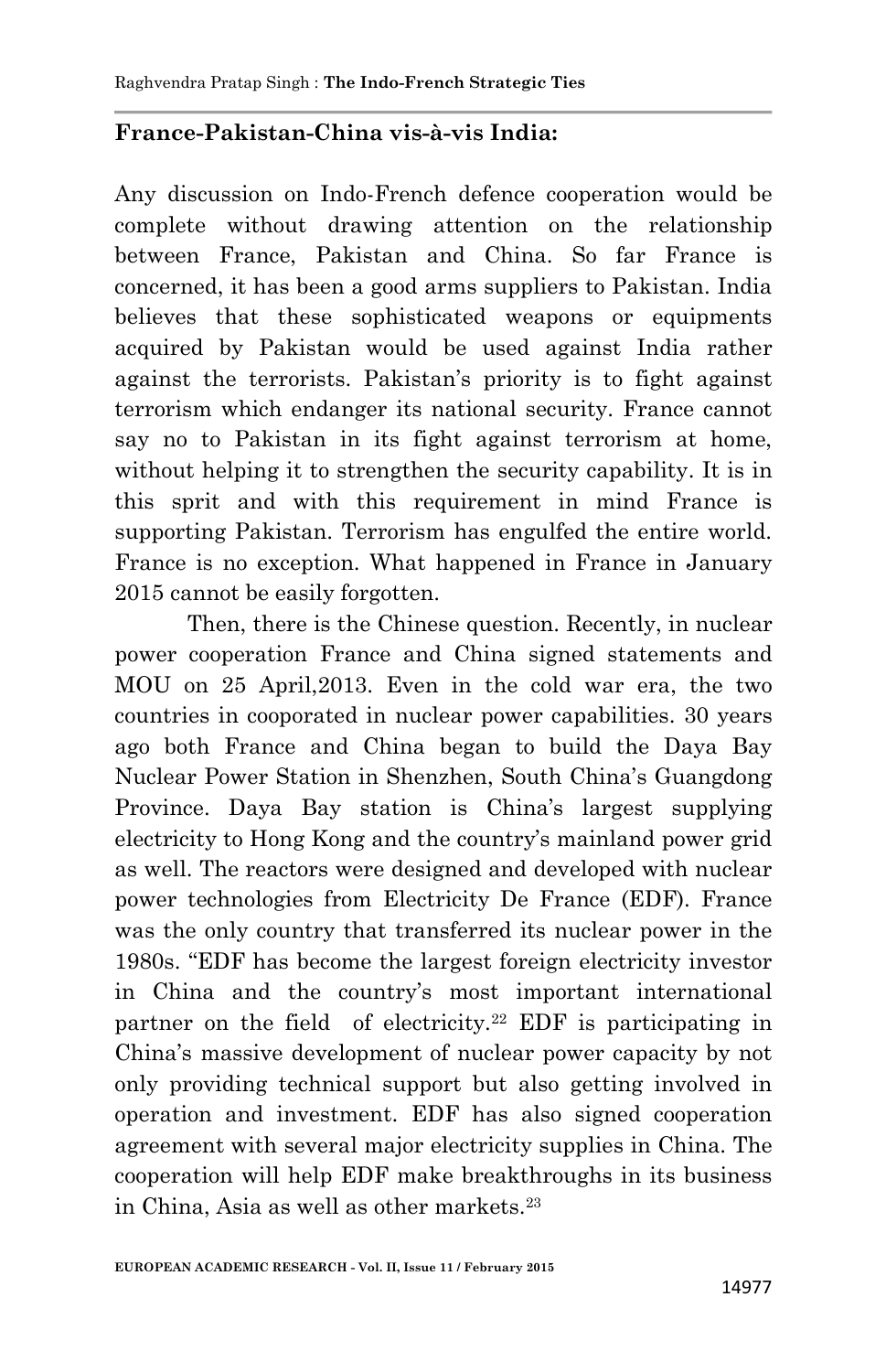## France-Pakistan-China vis-à-vis India:

Any discussion on Indo-French defence cooperation would be complete without drawing attention on the relationship between France, Pakistan and China. So far France is concerned, it has been a good arms suppliers to Pakistan. India believes that these sophisticated weapons or equipments acquired by Pakistan would be used against India rather against the terrorists. Pakistan's priority is to fight against terrorism which endanger its national security. France cannot say no to Pakistan in its fight against terrorism at home, without helping it to strengthen the security capability. It is in this sprit and with this requirement in mind France is supporting Pakistan. Terrorism has engulfed the entire world. France is no exception. What happened in France in January 2015 cannot be easily forgotten.

Then, there is the Chinese question. Recently, in nuclear power cooperation France and China signed statements and MOU on 25 April,2013. Even in the cold war era, the two countries in cooporated in nuclear power capabilities. 30 years ago both France and China began to build the Daya Bay Nuclear Power Station in Shenzhen, South China's Guangdong Province. Daya Bay station is China's largest supplying electricity to Hong Kong and the country's mainland power grid as well. The reactors were designed and developed with nuclear power technologies from Electricity De France (EDF). France was the only country that transferred its nuclear power in the 1980s. "EDF has become the largest foreign electricity investor in China and the country's most important international partner on the field of electricity.[22] EDF is participating in China's massive development of nuclear power capacity by not only providing technical support but also getting involved in operation and investment. EDF has also signed cooperation agreement with several major electricity supplies in China. The cooperation will help EDF make breakthroughs in its business in China, Asia as well as other markets.[23]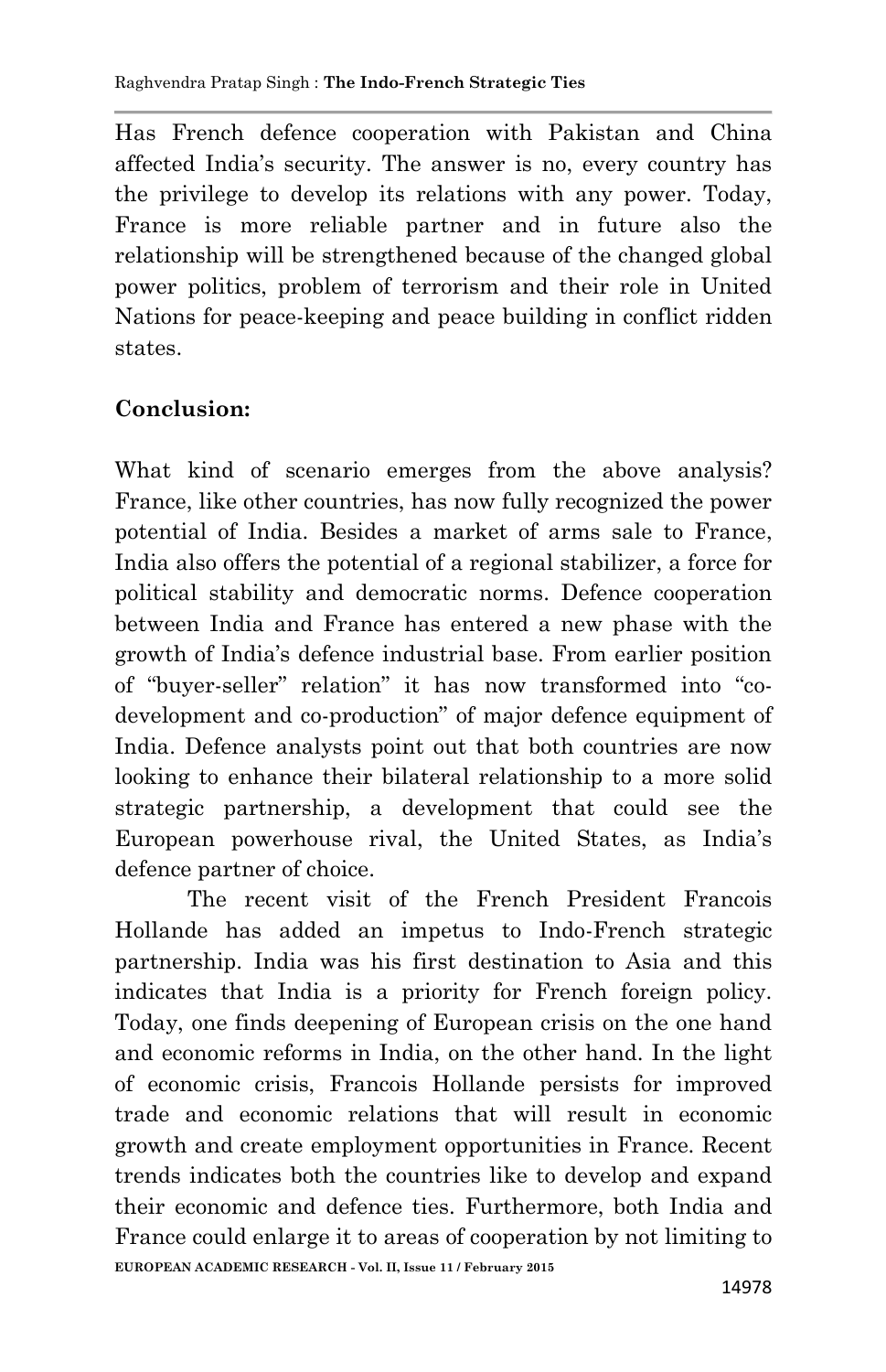Has French defence cooperation with Pakistan and China affected India's security. The answer is no, every country has the privilege to develop its relations with any power. Today, France is more reliable partner and in future also the relationship will be strengthened because of the changed global power politics, problem of terrorism and their role in United Nations for peace-keeping and peace building in conflict ridden states.

## Conclusion:

What kind of scenario emerges from the above analysis? France, like other countries, has now fully recognized the power potential of India. Besides a market of arms sale to France, India also offers the potential of a regional stabilizer, a force for political stability and democratic norms. Defence cooperation between India and France has entered a new phase with the growth of India's defence industrial base. From earlier position of "buyer-seller" relation" it has now transformed into "co-development and co-production" of major defence equipment of India. Defence analysts point out that both countries are now looking to enhance their bilateral relationship to a more solid strategic partnership, a development that could see the European powerhouse rival, the United States, as India's defence partner of choice.

The recent visit of the French President Francois Hollande has added an impetus to Indo-French strategic partnership. India was his first destination to Asia and this indicates that India is a priority for French foreign policy. Today, one finds deepening of European crisis on the one hand and economic reforms in India, on the other hand. In the light of economic crisis, Francois Hollande persists for improved trade and economic relations that will result in economic growth and create employment opportunities in France. Recent trends indicates both the countries like to develop and expand their economic and defence ties. Furthermore, both India and France could enlarge it to areas of cooperation by not limiting to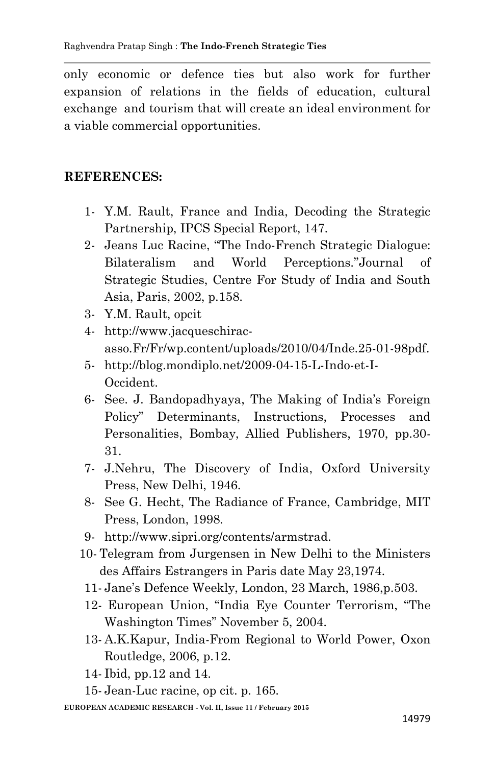only economic or defence ties but also work for further expansion of relations in the fields of education, cultural exchange and tourism that will create an ideal environment for a viable commercial opportunities.

**REFERENCES:**

1- Y.M. Rault, France and India, Decoding the Strategic Partnership, IPCS Special Report, 147.
2- Jeans Luc Racine, "The Indo-French Strategic Dialogue: Bilateralism and World Perceptions."Journal of Strategic Studies, Centre For Study of India and South Asia, Paris, 2002, p.158.
3- Y.M. Rault, opcit
4- http://www.jacqueschirac-asso.Fr/Fr/wp.content/uploads/2010/04/Inde.25-01-98pdf.
5- http://blog.mondiplo.net/2009-04-15-L-Indo-et-I-Occident.
6- See. J. Bandopadhyaya, The Making of India's Foreign Policy" Determinants, Instructions, Processes and Personalities, Bombay, Allied Publishers, 1970, pp.30-31.
7- J.Nehru, The Discovery of India, Oxford University Press, New Delhi, 1946.
8- See G. Hecht, The Radiance of France, Cambridge, MIT Press, London, 1998.
9- http://www.sipri.org/contents/armstrad.
10- Telegram from Jurgensen in New Delhi to the Ministers des Affairs Estrangers in Paris date May 23,1974.
11- Jane's Defence Weekly, London, 23 March, 1986,p.503.
12- European Union, "India Eye Counter Terrorism, "The Washington Times" November 5, 2004.
13- A.K.Kapur, India-From Regional to World Power, Oxon Routledge, 2006, p.12.
14- Ibid, pp.12 and 14.
15- Jean-Luc racine, op cit. p. 165.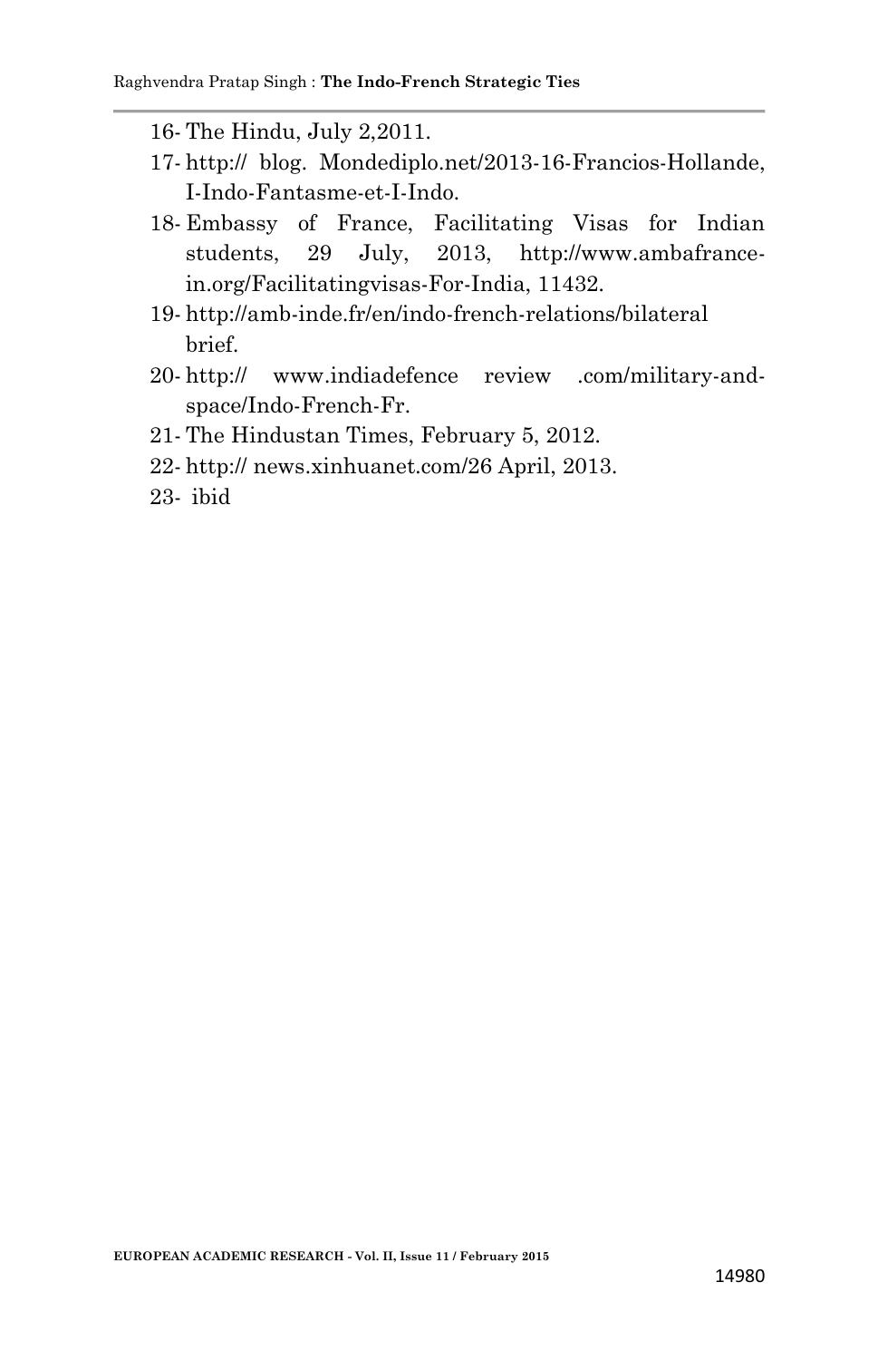16- The Hindu, July 2,2011.
17- http:// blog. Mondediplo.net/2013-16-Francios-Hollande, I-Indo-Fantasme-et-I-Indo.
18- Embassy of France, Facilitating Visas for Indian students, 29 July, 2013, http://www.ambafrance-in.org/Facilitatingvisas-For-India, 11432.
19- http://amb-inde.fr/en/indo-french-relations/bilateral brief.
20- http:// www.indiadefence review .com/military-and-space/Indo-French-Fr.
21- The Hindustan Times, February 5, 2012.
22- http:// news.xinhuanet.com/26 April, 2013.
23- ibid